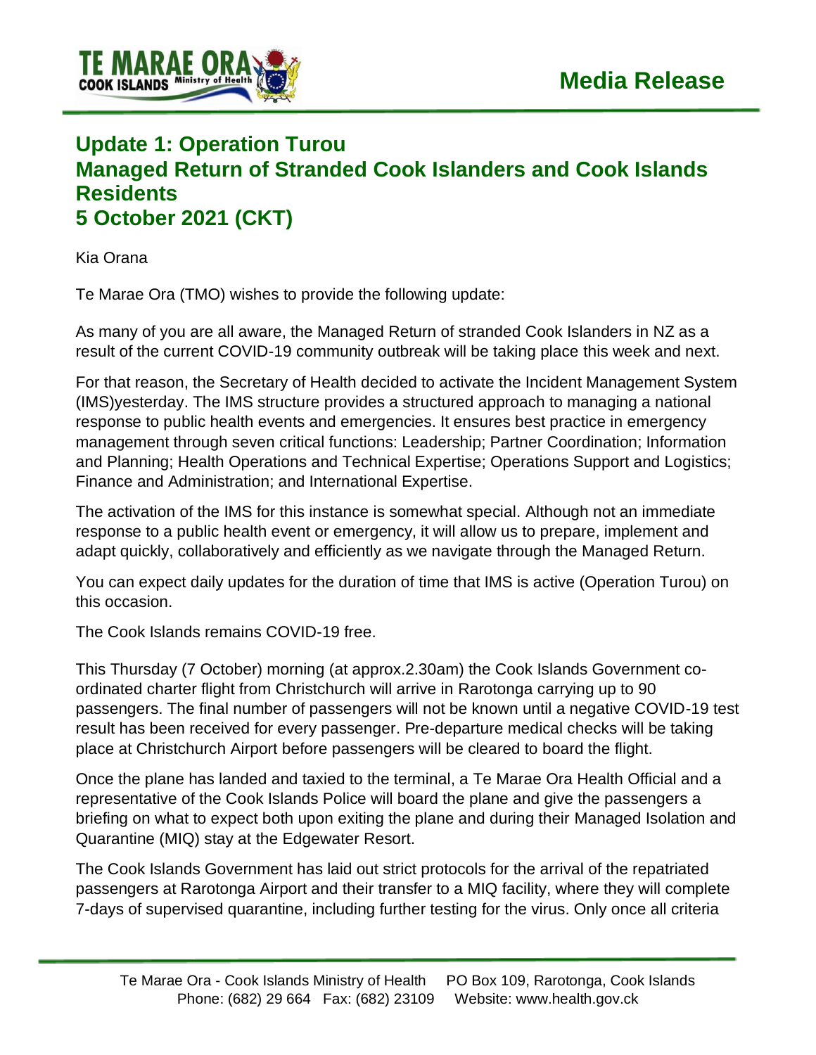**Media Release**

# Update 1: Operation Turou
# Managed Return of Stranded Cook Islanders and Cook Islands Residents
# 5 October 2021 (CKT)

Kia Orana

Te Marae Ora (TMO) wishes to provide the following update:

As many of you are all aware, the Managed Return of stranded Cook Islanders in NZ as a result of the current COVID-19 community outbreak will be taking place this week and next.

For that reason, the Secretary of Health decided to activate the Incident Management System (IMS)yesterday. The IMS structure provides a structured approach to managing a national response to public health events and emergencies. It ensures best practice in emergency management through seven critical functions: Leadership; Partner Coordination; Information and Planning; Health Operations and Technical Expertise; Operations Support and Logistics; Finance and Administration; and International Expertise.

The activation of the IMS for this instance is somewhat special. Although not an immediate response to a public health event or emergency, it will allow us to prepare, implement and adapt quickly, collaboratively and efficiently as we navigate through the Managed Return.

You can expect daily updates for the duration of time that IMS is active (Operation Turou) on this occasion.

The Cook Islands remains COVID-19 free.

This Thursday (7 October) morning (at approx.2.30am) the Cook Islands Government co-ordinated charter flight from Christchurch will arrive in Rarotonga carrying up to 90 passengers. The final number of passengers will not be known until a negative COVID-19 test result has been received for every passenger. Pre-departure medical checks will be taking place at Christchurch Airport before passengers will be cleared to board the flight.

Once the plane has landed and taxied to the terminal, a Te Marae Ora Health Official and a representative of the Cook Islands Police will board the plane and give the passengers a briefing on what to expect both upon exiting the plane and during their Managed Isolation and Quarantine (MIQ) stay at the Edgewater Resort.

The Cook Islands Government has laid out strict protocols for the arrival of the repatriated passengers at Rarotonga Airport and their transfer to a MIQ facility, where they will complete 7-days of supervised quarantine, including further testing for the virus. Only once all criteria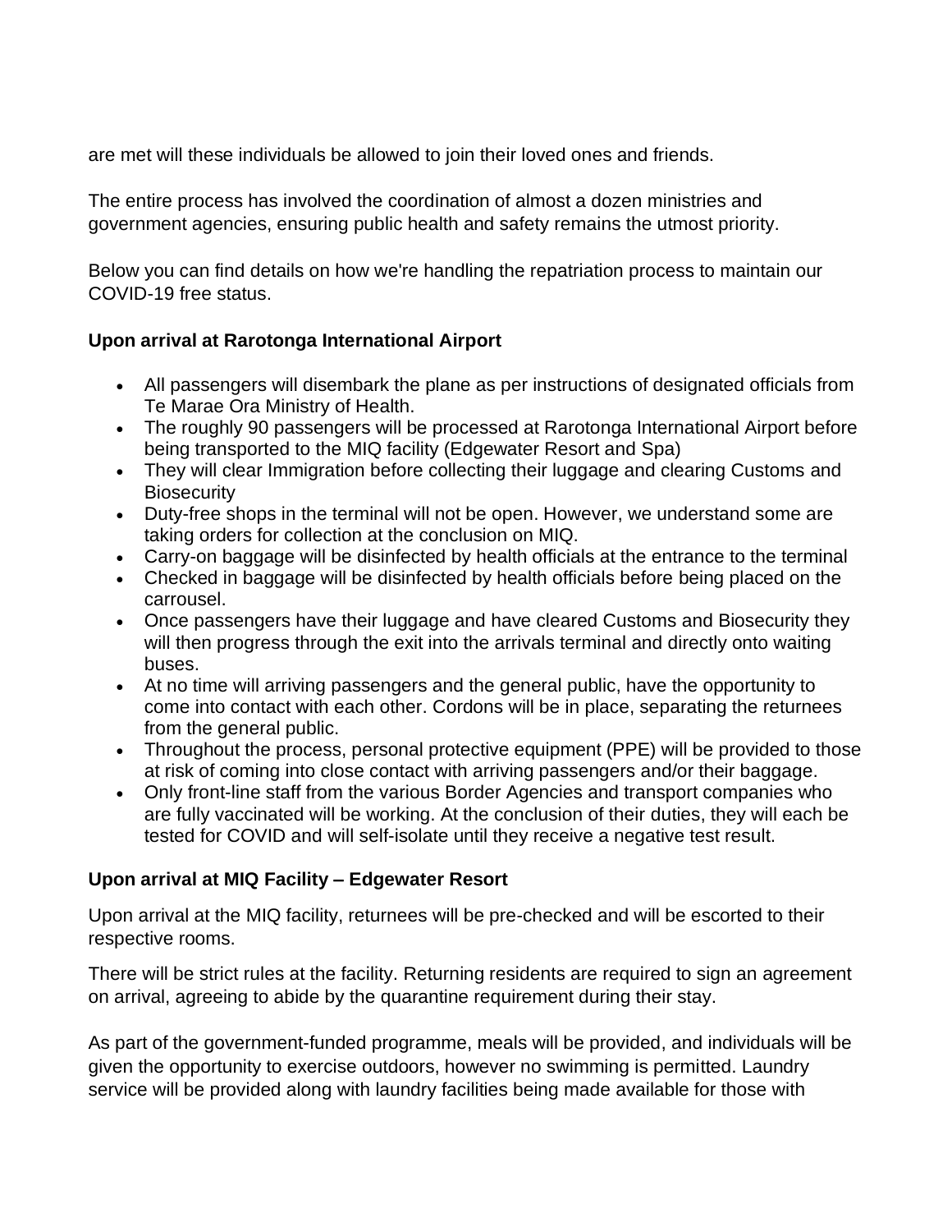are met will these individuals be allowed to join their loved ones and friends.

The entire process has involved the coordination of almost a dozen ministries and government agencies, ensuring public health and safety remains the utmost priority.

Below you can find details on how we're handling the repatriation process to maintain our COVID-19 free status.

**Upon arrival at Rarotonga International Airport**

- All passengers will disembark the plane as per instructions of designated officials from Te Marae Ora Ministry of Health.
- The roughly 90 passengers will be processed at Rarotonga International Airport before being transported to the MIQ facility (Edgewater Resort and Spa)
- They will clear Immigration before collecting their luggage and clearing Customs and Biosecurity
- Duty-free shops in the terminal will not be open. However, we understand some are taking orders for collection at the conclusion on MIQ.
- Carry-on baggage will be disinfected by health officials at the entrance to the terminal
- Checked in baggage will be disinfected by health officials before being placed on the carrousel.
- Once passengers have their luggage and have cleared Customs and Biosecurity they will then progress through the exit into the arrivals terminal and directly onto waiting buses.
- At no time will arriving passengers and the general public, have the opportunity to come into contact with each other. Cordons will be in place, separating the returnees from the general public.
- Throughout the process, personal protective equipment (PPE) will be provided to those at risk of coming into close contact with arriving passengers and/or their baggage.
- Only front-line staff from the various Border Agencies and transport companies who are fully vaccinated will be working. At the conclusion of their duties, they will each be tested for COVID and will self-isolate until they receive a negative test result.

**Upon arrival at MIQ Facility – Edgewater Resort**

Upon arrival at the MIQ facility, returnees will be pre-checked and will be escorted to their respective rooms.

There will be strict rules at the facility. Returning residents are required to sign an agreement on arrival, agreeing to abide by the quarantine requirement during their stay.

As part of the government-funded programme, meals will be provided, and individuals will be given the opportunity to exercise outdoors, however no swimming is permitted. Laundry service will be provided along with laundry facilities being made available for those with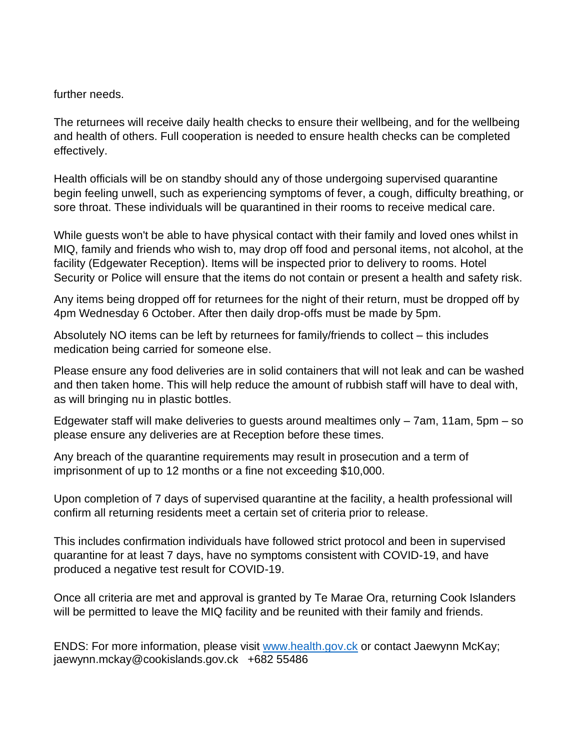further needs.

The returnees will receive daily health checks to ensure their wellbeing, and for the wellbeing and health of others. Full cooperation is needed to ensure health checks can be completed effectively.

Health officials will be on standby should any of those undergoing supervised quarantine begin feeling unwell, such as experiencing symptoms of fever, a cough, difficulty breathing, or sore throat. These individuals will be quarantined in their rooms to receive medical care.

While guests won't be able to have physical contact with their family and loved ones whilst in MIQ, family and friends who wish to, may drop off food and personal items, not alcohol, at the facility (Edgewater Reception). Items will be inspected prior to delivery to rooms. Hotel Security or Police will ensure that the items do not contain or present a health and safety risk.

Any items being dropped off for returnees for the night of their return, must be dropped off by 4pm Wednesday 6 October. After then daily drop-offs must be made by 5pm.

Absolutely NO items can be left by returnees for family/friends to collect – this includes medication being carried for someone else.

Please ensure any food deliveries are in solid containers that will not leak and can be washed and then taken home. This will help reduce the amount of rubbish staff will have to deal with, as will bringing nu in plastic bottles.

Edgewater staff will make deliveries to guests around mealtimes only – 7am, 11am, 5pm – so please ensure any deliveries are at Reception before these times.

Any breach of the quarantine requirements may result in prosecution and a term of imprisonment of up to 12 months or a fine not exceeding $10,000.

Upon completion of 7 days of supervised quarantine at the facility, a health professional will confirm all returning residents meet a certain set of criteria prior to release.

This includes confirmation individuals have followed strict protocol and been in supervised quarantine for at least 7 days, have no symptoms consistent with COVID-19, and have produced a negative test result for COVID-19.

Once all criteria are met and approval is granted by Te Marae Ora, returning Cook Islanders will be permitted to leave the MIQ facility and be reunited with their family and friends.

ENDS: For more information, please visit [www.health.gov.ck](http://www.health.gov.ck) or contact Jaewynn McKay; jaewynn.mckay@cookislands.gov.ck +682 55486